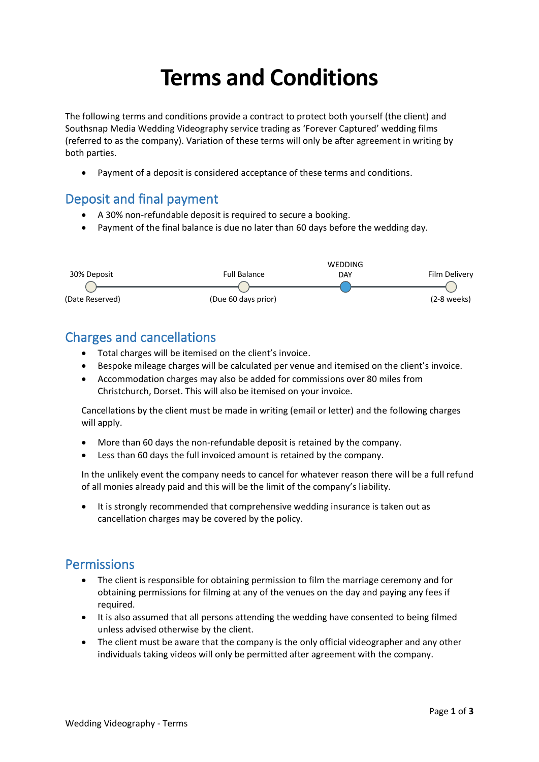# Terms and Conditions

The following terms and conditions provide a contract to protect both yourself (the client) and Southsnap Media Wedding Videography service trading as 'Forever Captured' wedding films (referred to as the company). Variation of these terms will only be after agreement in writing by both parties.

- Payment of a deposit is considered acceptance of these terms and conditions.

## Deposit and final payment

- A 30% non-refundable deposit is required to secure a booking.
- Payment of the final balance is due no later than 60 days before the wedding day.

| 30% Deposit | Full Balance | WEDDING DAY | Film Delivery |
|---|---|---|---|
| (Date Reserved) | (Due 60 days prior) | | (2-8 weeks) |

## Charges and cancellations

- Total charges will be itemised on the client's invoice.
- Bespoke mileage charges will be calculated per venue and itemised on the client's invoice.
- Accommodation charges may also be added for commissions over 80 miles from Christchurch, Dorset. This will also be itemised on your invoice.

Cancellations by the client must be made in writing (email or letter) and the following charges will apply.

- More than 60 days the non-refundable deposit is retained by the company.
- Less than 60 days the full invoiced amount is retained by the company.

In the unlikely event the company needs to cancel for whatever reason there will be a full refund of all monies already paid and this will be the limit of the company's liability.

- It is strongly recommended that comprehensive wedding insurance is taken out as cancellation charges may be covered by the policy.

## Permissions

- The client is responsible for obtaining permission to film the marriage ceremony and for obtaining permissions for filming at any of the venues on the day and paying any fees if required.
- It is also assumed that all persons attending the wedding have consented to being filmed unless advised otherwise by the client.
- The client must be aware that the company is the only official videographer and any other individuals taking videos will only be permitted after agreement with the company.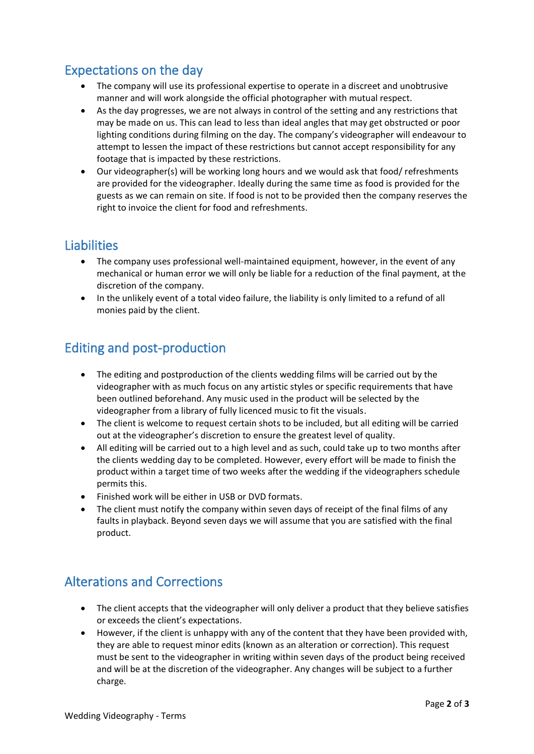## Expectations on the day

- The company will use its professional expertise to operate in a discreet and unobtrusive manner and will work alongside the official photographer with mutual respect.
- As the day progresses, we are not always in control of the setting and any restrictions that may be made on us. This can lead to less than ideal angles that may get obstructed or poor lighting conditions during filming on the day. The company's videographer will endeavour to attempt to lessen the impact of these restrictions but cannot accept responsibility for any footage that is impacted by these restrictions.
- Our videographer(s) will be working long hours and we would ask that food/ refreshments are provided for the videographer. Ideally during the same time as food is provided for the guests as we can remain on site. If food is not to be provided then the company reserves the right to invoice the client for food and refreshments.

## Liabilities

- The company uses professional well-maintained equipment, however, in the event of any mechanical or human error we will only be liable for a reduction of the final payment, at the discretion of the company.
- In the unlikely event of a total video failure, the liability is only limited to a refund of all monies paid by the client.

## Editing and post-production

- The editing and postproduction of the clients wedding films will be carried out by the videographer with as much focus on any artistic styles or specific requirements that have been outlined beforehand. Any music used in the product will be selected by the videographer from a library of fully licenced music to fit the visuals.
- The client is welcome to request certain shots to be included, but all editing will be carried out at the videographer's discretion to ensure the greatest level of quality.
- All editing will be carried out to a high level and as such, could take up to two months after the clients wedding day to be completed. However, every effort will be made to finish the product within a target time of two weeks after the wedding if the videographers schedule permits this.
- Finished work will be either in USB or DVD formats.
- The client must notify the company within seven days of receipt of the final films of any faults in playback. Beyond seven days we will assume that you are satisfied with the final product.

## Alterations and Corrections

- The client accepts that the videographer will only deliver a product that they believe satisfies or exceeds the client's expectations.
- However, if the client is unhappy with any of the content that they have been provided with, they are able to request minor edits (known as an alteration or correction). This request must be sent to the videographer in writing within seven days of the product being received and will be at the discretion of the videographer. Any changes will be subject to a further charge.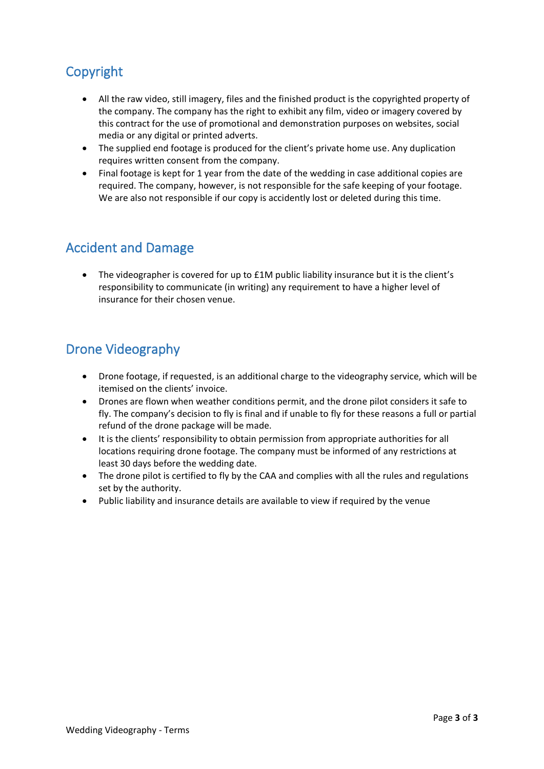## Copyright

- All the raw video, still imagery, files and the finished product is the copyrighted property of the company. The company has the right to exhibit any film, video or imagery covered by this contract for the use of promotional and demonstration purposes on websites, social media or any digital or printed adverts.
- The supplied end footage is produced for the client's private home use. Any duplication requires written consent from the company.
- Final footage is kept for 1 year from the date of the wedding in case additional copies are required. The company, however, is not responsible for the safe keeping of your footage. We are also not responsible if our copy is accidently lost or deleted during this time.

## Accident and Damage

- The videographer is covered for up to £1M public liability insurance but it is the client's responsibility to communicate (in writing) any requirement to have a higher level of insurance for their chosen venue.

## Drone Videography

- Drone footage, if requested, is an additional charge to the videography service, which will be itemised on the clients' invoice.
- Drones are flown when weather conditions permit, and the drone pilot considers it safe to fly. The company's decision to fly is final and if unable to fly for these reasons a full or partial refund of the drone package will be made.
- It is the clients' responsibility to obtain permission from appropriate authorities for all locations requiring drone footage. The company must be informed of any restrictions at least 30 days before the wedding date.
- The drone pilot is certified to fly by the CAA and complies with all the rules and regulations set by the authority.
- Public liability and insurance details are available to view if required by the venue